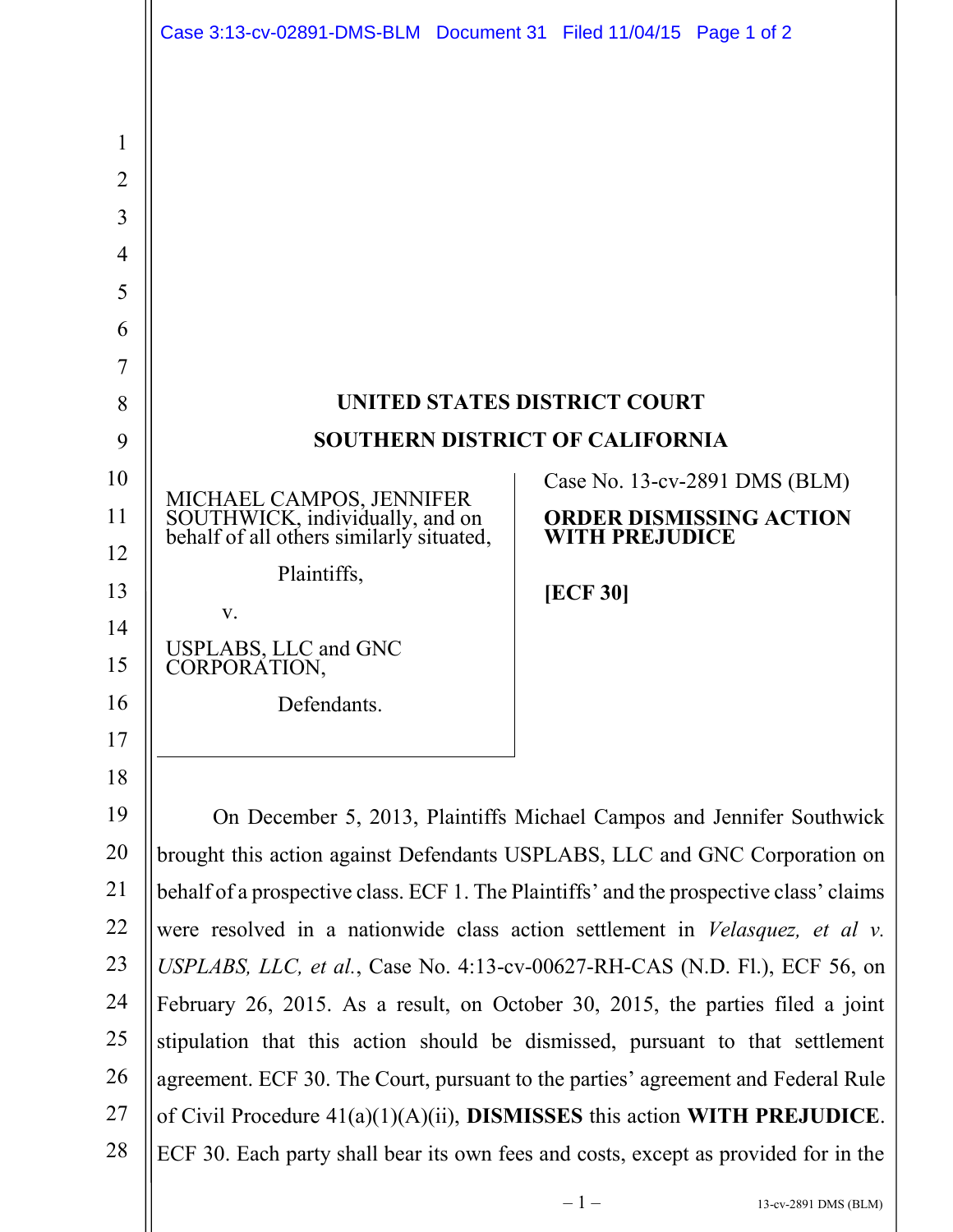**UNITED STATES DISTRICT COURT**

**SOUTHERN DISTRICT OF CALIFORNIA**

MICHAEL CAMPOS, JENNIFER SOUTHWICK, individually, and on behalf of all others similarly situated,

Plaintiffs,

v.

USPLABS, LLC and GNC CORPORATION,

Defendants.

Case No. 13-cv-2891 DMS (BLM)

**ORDER DISMISSING ACTION WITH PREJUDICE**

**[ECF 30]**

On December 5, 2013, Plaintiffs Michael Campos and Jennifer Southwick brought this action against Defendants USPLABS, LLC and GNC Corporation on behalf of a prospective class. ECF 1. The Plaintiffs' and the prospective class' claims were resolved in a nationwide class action settlement in *Velasquez, et al v. USPLABS, LLC, et al.*, Case No. 4:13-cv-00627-RH-CAS (N.D. Fl.), ECF 56, on February 26, 2015. As a result, on October 30, 2015, the parties filed a joint stipulation that this action should be dismissed, pursuant to that settlement agreement. ECF 30. The Court, pursuant to the parties' agreement and Federal Rule of Civil Procedure 41(a)(1)(A)(ii), **DISMISSES** this action **WITH PREJUDICE**. ECF 30. Each party shall bear its own fees and costs, except as provided for in the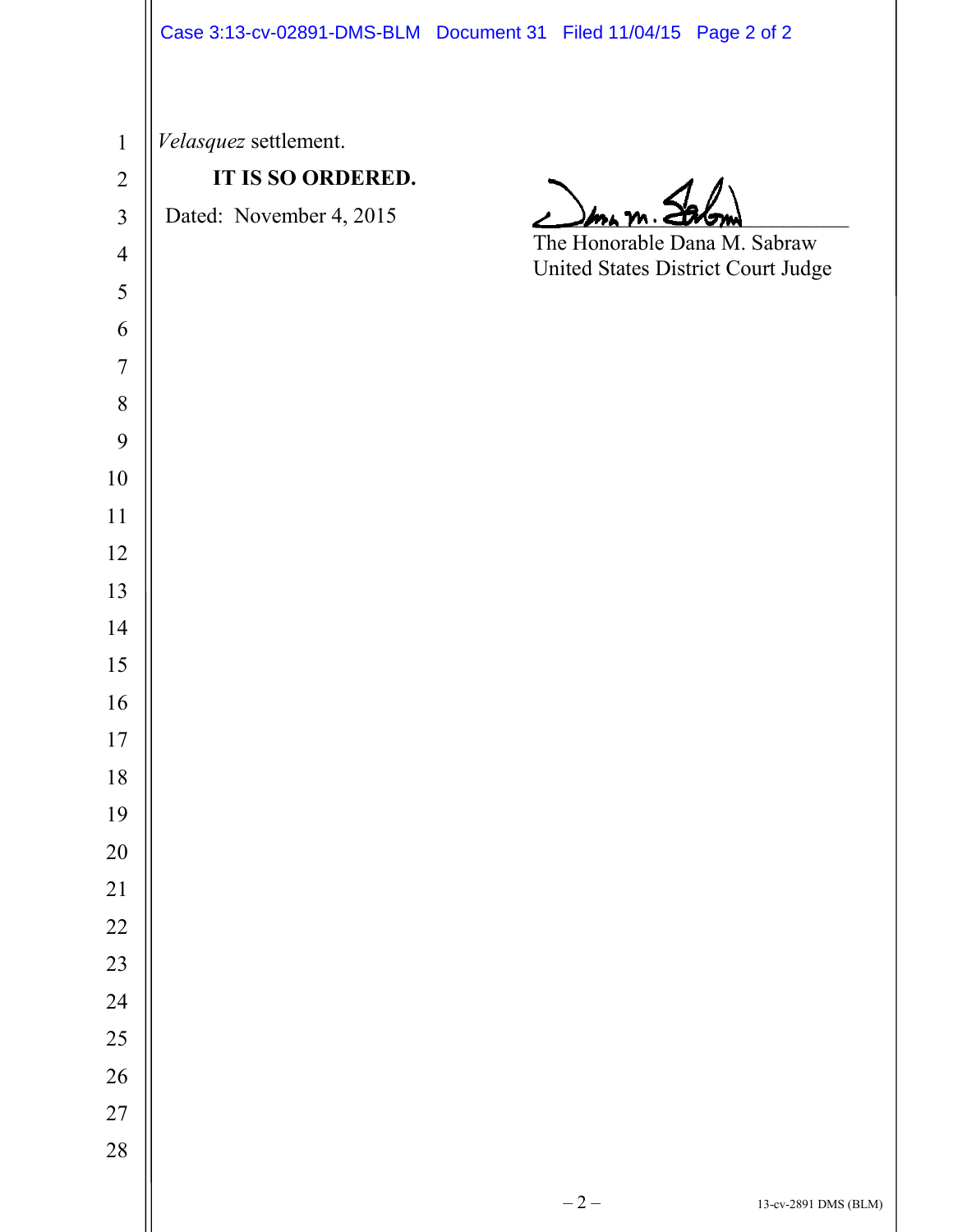*Velasquez* settlement.

**IT IS SO ORDERED.**

Dated: November 4, 2015

The Honorable Dana M. Sabraw
United States District Court Judge